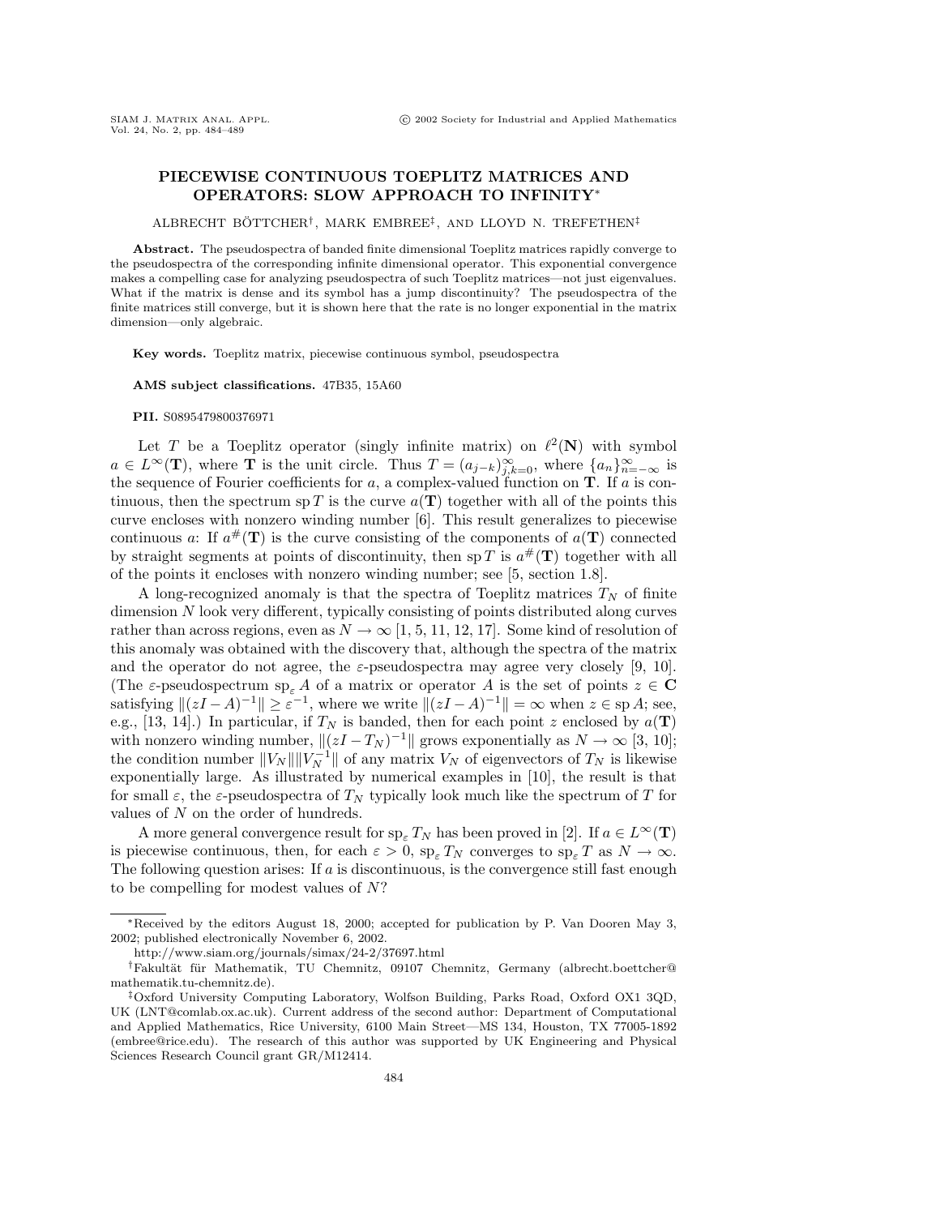# PIECEWISE CONTINUOUS TOEPLITZ MATRICES AND OPERATORS: SLOW APPROACH TO INFINITY*

ALBRECHT BÖTTCHER†, MARK EMBREE‡, AND LLOYD N. TREFETHEN‡

**Abstract.** The pseudospectra of banded finite dimensional Toeplitz matrices rapidly converge to the pseudospectra of the corresponding infinite dimensional operator. This exponential convergence makes a compelling case for analyzing pseudospectra of such Toeplitz matrices—not just eigenvalues. What if the matrix is dense and its symbol has a jump discontinuity? The pseudospectra of the finite matrices still converge, but it is shown here that the rate is no longer exponential in the matrix dimension—only algebraic.

**Key words.** Toeplitz matrix, piecewise continuous symbol, pseudospectra

**AMS subject classifications.** 47B35, 15A60

**PII.** S0895479800376971

Let $T$ be a Toeplitz operator (singly infinite matrix) on $\ell^2(\mathbf{N})$ with symbol $a \in L^\infty(\mathbf{T})$, where $\mathbf{T}$ is the unit circle. Thus $T = (a_{j-k})_{j,k=0}^{\infty}$, where $\{a_n\}_{n=-\infty}^{\infty}$ is the sequence of Fourier coefficients for $a$, a complex-valued function on $\mathbf{T}$. If $a$ is continuous, then the spectrum $\operatorname{sp} T$ is the curve $a(\mathbf{T})$ together with all of the points this curve encloses with nonzero winding number [6]. This result generalizes to piecewise continuous $a$: If $a^{\#}(\mathbf{T})$ is the curve consisting of the components of $a(\mathbf{T})$ connected by straight segments at points of discontinuity, then $\operatorname{sp} T$ is $a^{\#}(\mathbf{T})$ together with all of the points it encloses with nonzero winding number; see [5, section 1.8].

A long-recognized anomaly is that the spectra of Toeplitz matrices $T_N$ of finite dimension $N$ look very different, typically consisting of points distributed along curves rather than across regions, even as $N \to \infty$ [1, 5, 11, 12, 17]. Some kind of resolution of this anomaly was obtained with the discovery that, although the spectra of the matrix and the operator do not agree, the $\varepsilon$-pseudospectra may agree very closely [9, 10]. (The $\varepsilon$-pseudospectrum $\operatorname{sp}_\varepsilon A$ of a matrix or operator $A$ is the set of points $z \in \mathbf{C}$ satisfying $\|(zI - A)^{-1}\| \geq \varepsilon^{-1}$, where we write $\|(zI - A)^{-1}\| = \infty$ when $z \in \operatorname{sp} A$; see, e.g., [13, 14].) In particular, if $T_N$ is banded, then for each point $z$ enclosed by $a(\mathbf{T})$ with nonzero winding number, $\|(zI - T_N)^{-1}\|$ grows exponentially as $N \to \infty$ [3, 10]; the condition number $\|V_N\|\|V_N^{-1}\|$ of any matrix $V_N$ of eigenvectors of $T_N$ is likewise exponentially large. As illustrated by numerical examples in [10], the result is that for small $\varepsilon$, the $\varepsilon$-pseudospectra of $T_N$ typically look much like the spectrum of $T$ for values of $N$ on the order of hundreds.

A more general convergence result for $\operatorname{sp}_\varepsilon T_N$ has been proved in [2]. If $a \in L^\infty(\mathbf{T})$ is piecewise continuous, then, for each $\varepsilon > 0$, $\operatorname{sp}_\varepsilon T_N$ converges to $\operatorname{sp}_\varepsilon T$ as $N \to \infty$. The following question arises: If $a$ is discontinuous, is the convergence still fast enough to be compelling for modest values of $N$?

---

*Received by the editors August 18, 2000; accepted for publication by P. Van Dooren May 3, 2002; published electronically November 6, 2002.

http://www.siam.org/journals/simax/24-2/37697.html

†Fakultät für Mathematik, TU Chemnitz, 09107 Chemnitz, Germany (albrecht.boettcher@mathematik.tu-chemnitz.de).

‡Oxford University Computing Laboratory, Wolfson Building, Parks Road, Oxford OX1 3QD, UK (LNT@comlab.ox.ac.uk). Current address of the second author: Department of Computational and Applied Mathematics, Rice University, 6100 Main Street—MS 134, Houston, TX 77005-1892 (embree@rice.edu). The research of this author was supported by UK Engineering and Physical Sciences Research Council grant GR/M12414.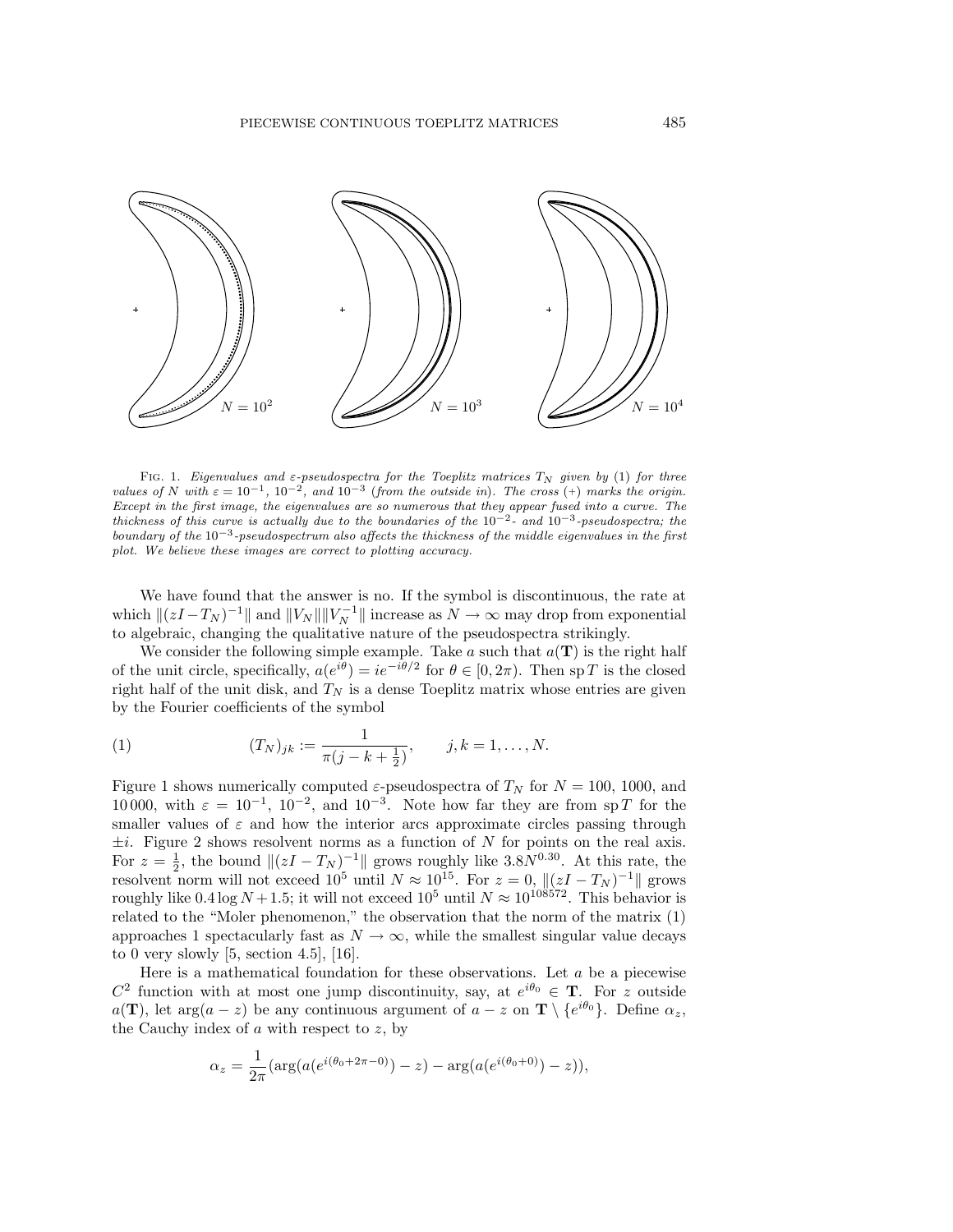FIG. 1. *Eigenvalues and $\varepsilon$-pseudospectra for the Toeplitz matrices $T_N$ given by* (1) *for three values of $N$ with $\varepsilon = 10^{-1}$, $10^{-2}$, and $10^{-3}$ (from the outside in). The cross (+) marks the origin. Except in the first image, the eigenvalues are so numerous that they appear fused into a curve. The thickness of this curve is actually due to the boundaries of the $10^{-2}$- and $10^{-3}$-pseudospectra; the boundary of the $10^{-3}$-pseudospectrum also affects the thickness of the middle eigenvalues in the first plot. We believe these images are correct to plotting accuracy.*

We have found that the answer is no. If the symbol is discontinuous, the rate at which $\|(zI - T_N)^{-1}\|$ and $\|V_N\|\|V_N^{-1}\|$ increase as $N \to \infty$ may drop from exponential to algebraic, changing the qualitative nature of the pseudospectra strikingly.

We consider the following simple example. Take $a$ such that $a(\mathbf{T})$ is the right half of the unit circle, specifically, $a(e^{i\theta}) = ie^{-i\theta/2}$ for $\theta \in [0, 2\pi)$. Then $\operatorname{sp} T$ is the closed right half of the unit disk, and $T_N$ is a dense Toeplitz matrix whose entries are given by the Fourier coefficients of the symbol

$$(T_N)_{jk} := \frac{1}{\pi(j - k + \frac{1}{2})}, \qquad j, k = 1, \ldots, N. \tag{1}$$

Figure 1 shows numerically computed $\varepsilon$-pseudospectra of $T_N$ for $N = 100$, $1000$, and $10\,000$, with $\varepsilon = 10^{-1}$, $10^{-2}$, and $10^{-3}$. Note how far they are from $\operatorname{sp} T$ for the smaller values of $\varepsilon$ and how the interior arcs approximate circles passing through $\pm i$. Figure 2 shows resolvent norms as a function of $N$ for points on the real axis. For $z = \frac{1}{2}$, the bound $\|(zI - T_N)^{-1}\|$ grows roughly like $3.8N^{0.30}$. At this rate, the resolvent norm will not exceed $10^5$ until $N \approx 10^{15}$. For $z = 0$, $\|(zI - T_N)^{-1}\|$ grows roughly like $0.4 \log N + 1.5$; it will not exceed $10^5$ until $N \approx 10^{108572}$. This behavior is related to the "Moler phenomenon," the observation that the norm of the matrix (1) approaches 1 spectacularly fast as $N \to \infty$, while the smallest singular value decays to 0 very slowly [5, section 4.5], [16].

Here is a mathematical foundation for these observations. Let $a$ be a piecewise $C^2$ function with at most one jump discontinuity, say, at $e^{i\theta_0} \in \mathbf{T}$. For $z$ outside $a(\mathbf{T})$, let $\arg(a - z)$ be any continuous argument of $a - z$ on $\mathbf{T} \setminus \{e^{i\theta_0}\}$. Define $\alpha_z$, the Cauchy index of $a$ with respect to $z$, by

$$\alpha_z = \frac{1}{2\pi}(\arg(a(e^{i(\theta_0 + 2\pi - 0)}) - z) - \arg(a(e^{i(\theta_0 + 0)}) - z)),$$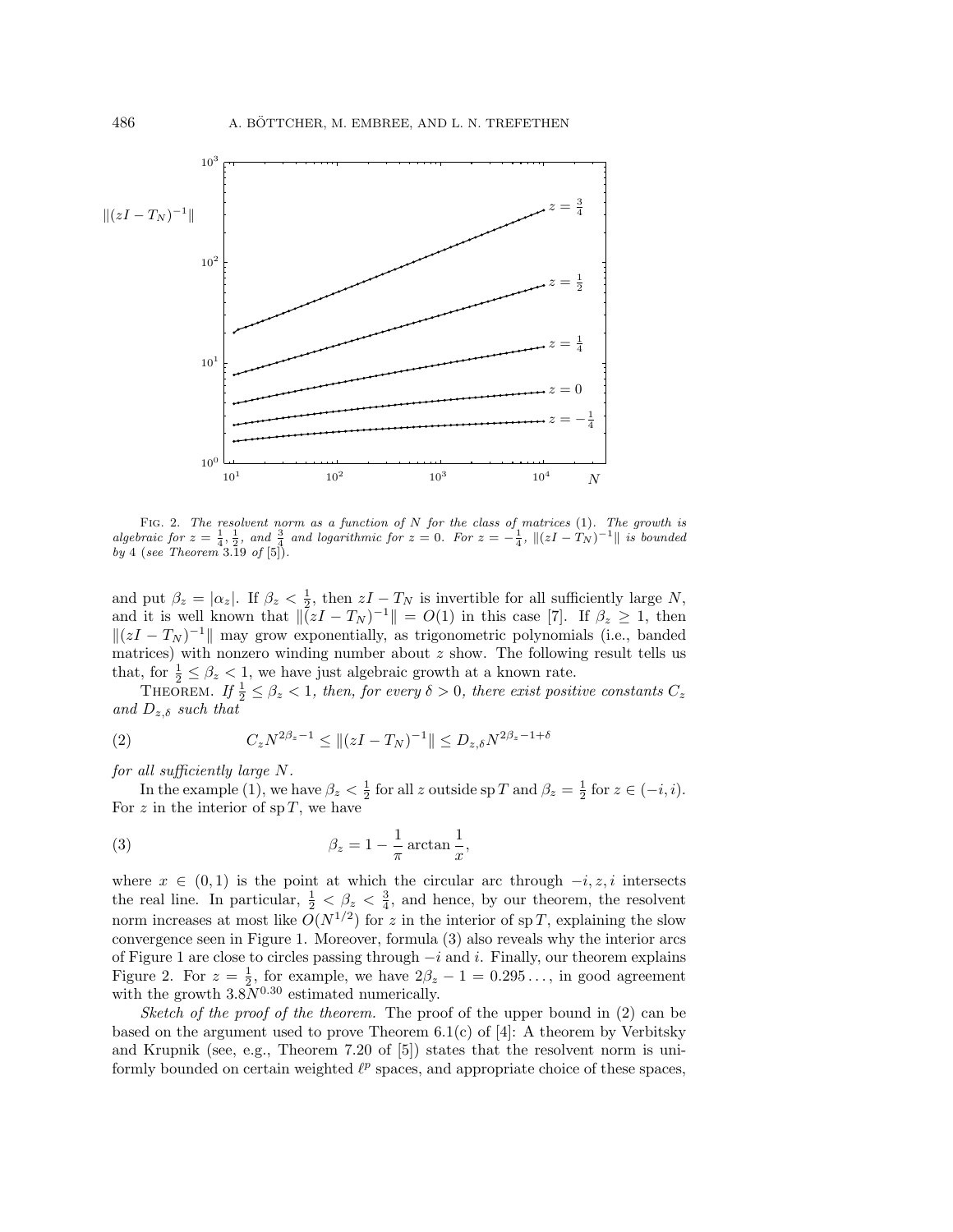FIG. 2. *The resolvent norm as a function of $N$ for the class of matrices* (1). *The growth is algebraic for $z = \frac{1}{4}, \frac{1}{2}$, and $\frac{3}{4}$ and logarithmic for $z = 0$. For $z = -\frac{1}{4}$, $\|(zI - T_N)^{-1}\|$ is bounded by* 4 (*see Theorem* 3.19 *of* [5]).

and put $\beta_z = |\alpha_z|$. If $\beta_z < \frac{1}{2}$, then $zI - T_N$ is invertible for all sufficiently large $N$, and it is well known that $\|(zI - T_N)^{-1}\| = O(1)$ in this case [7]. If $\beta_z \geq 1$, then $\|(zI - T_N)^{-1}\|$ may grow exponentially, as trigonometric polynomials (i.e., banded matrices) with nonzero winding number about $z$ show. The following result tells us that, for $\frac{1}{2} \leq \beta_z < 1$, we have just algebraic growth at a known rate.

THEOREM. *If $\frac{1}{2} \leq \beta_z < 1$, then, for every $\delta > 0$, there exist positive constants $C_z$ and $D_{z,\delta}$ such that*

$$C_z N^{2\beta_z - 1} \leq \|(zI - T_N)^{-1}\| \leq D_{z,\delta} N^{2\beta_z - 1 + \delta} \tag{2}$$

*for all sufficiently large $N$.*

In the example (1), we have $\beta_z < \frac{1}{2}$ for all $z$ outside $\operatorname{sp} T$ and $\beta_z = \frac{1}{2}$ for $z \in (-i, i)$. For $z$ in the interior of $\operatorname{sp} T$, we have

$$\beta_z = 1 - \frac{1}{\pi} \arctan \frac{1}{x}, \tag{3}$$

where $x \in (0, 1)$ is the point at which the circular arc through $-i, z, i$ intersects the real line. In particular, $\frac{1}{2} < \beta_z < \frac{3}{4}$, and hence, by our theorem, the resolvent norm increases at most like $O(N^{1/2})$ for $z$ in the interior of $\operatorname{sp} T$, explaining the slow convergence seen in Figure 1. Moreover, formula (3) also reveals why the interior arcs of Figure 1 are close to circles passing through $-i$ and $i$. Finally, our theorem explains Figure 2. For $z = \frac{1}{2}$, for example, we have $2\beta_z - 1 = 0.295\ldots$, in good agreement with the growth $3.8N^{0.30}$ estimated numerically.

*Sketch of the proof of the theorem.* The proof of the upper bound in (2) can be based on the argument used to prove Theorem 6.1(c) of [4]: A theorem by Verbitsky and Krupnik (see, e.g., Theorem 7.20 of [5]) states that the resolvent norm is uniformly bounded on certain weighted $\ell^p$ spaces, and appropriate choice of these spaces,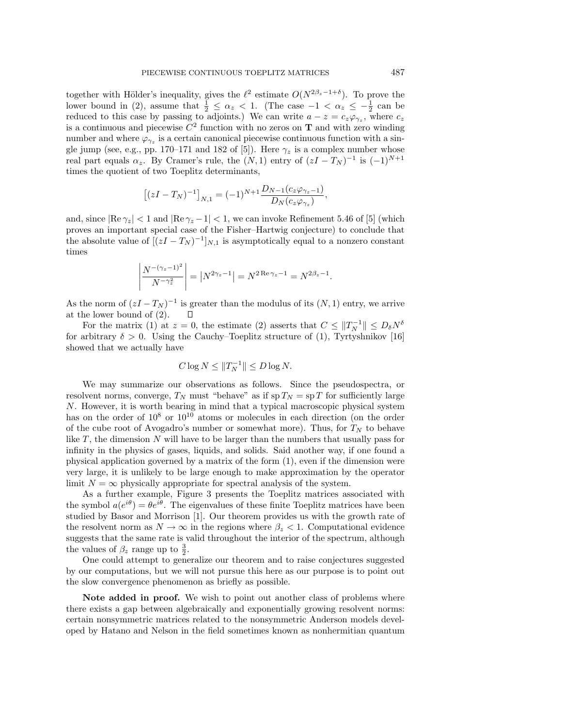together with Hölder's inequality, gives the $\ell^2$ estimate $O(N^{2\beta_z-1+\delta})$. To prove the lower bound in (2), assume that $\frac{1}{2} \le \alpha_z < 1$. (The case $-1 < \alpha_z \le -\frac{1}{2}$ can be reduced to this case by passing to adjoints.) We can write $a - z = c_z \varphi_{\gamma_z}$, where $c_z$ is a continuous and piecewise $C^2$ function with no zeros on $\mathbf{T}$ and with zero winding number and where $\varphi_{\gamma_z}$ is a certain canonical piecewise continuous function with a single jump (see, e.g., pp. 170–171 and 182 of [5]). Here $\gamma_z$ is a complex number whose real part equals $\alpha_z$. By Cramer's rule, the $(N,1)$ entry of $(zI - T_N)^{-1}$ is $(-1)^{N+1}$ times the quotient of two Toeplitz determinants,

$$\left[(zI - T_N)^{-1}\right]_{N,1} = (-1)^{N+1} \frac{D_{N-1}(c_z \varphi_{\gamma_z - 1})}{D_N(c_z \varphi_{\gamma_z})},$$

and, since $|\operatorname{Re} \gamma_z| < 1$ and $|\operatorname{Re} \gamma_z - 1| < 1$, we can invoke Refinement 5.46 of [5] (which proves an important special case of the Fisher–Hartwig conjecture) to conclude that the absolute value of $[(zI - T_N)^{-1}]_{N,1}$ is asymptotically equal to a nonzero constant times

$$\left| \frac{N^{-(\gamma_z - 1)^2}}{N^{-\gamma_z^2}} \right| = \left| N^{2\gamma_z - 1} \right| = N^{2 \operatorname{Re} \gamma_z - 1} = N^{2\beta_z - 1}.$$

As the norm of $(zI - T_N)^{-1}$ is greater than the modulus of its $(N,1)$ entry, we arrive at the lower bound of (2). $\square$

For the matrix (1) at $z = 0$, the estimate (2) asserts that $C \le \|T_N^{-1}\| \le D_\delta N^\delta$ for arbitrary $\delta > 0$. Using the Cauchy–Toeplitz structure of (1), Tyrtyshnikov [16] showed that we actually have

$$C \log N \le \|T_N^{-1}\| \le D \log N.$$

We may summarize our observations as follows. Since the pseudospectra, or resolvent norms, converge, $T_N$ must "behave" as if $\operatorname{sp} T_N = \operatorname{sp} T$ for sufficiently large $N$. However, it is worth bearing in mind that a typical macroscopic physical system has on the order of $10^8$ or $10^{10}$ atoms or molecules in each direction (on the order of the cube root of Avogadro's number or somewhat more). Thus, for $T_N$ to behave like $T$, the dimension $N$ will have to be larger than the numbers that usually pass for infinity in the physics of gases, liquids, and solids. Said another way, if one found a physical application governed by a matrix of the form (1), even if the dimension were very large, it is unlikely to be large enough to make approximation by the operator limit $N = \infty$ physically appropriate for spectral analysis of the system.

As a further example, Figure 3 presents the Toeplitz matrices associated with the symbol $a(e^{i\theta}) = \theta e^{i\theta}$. The eigenvalues of these finite Toeplitz matrices have been studied by Basor and Morrison [1]. Our theorem provides us with the growth rate of the resolvent norm as $N \to \infty$ in the regions where $\beta_z < 1$. Computational evidence suggests that the same rate is valid throughout the interior of the spectrum, although the values of $\beta_z$ range up to $\frac{3}{2}$.

One could attempt to generalize our theorem and to raise conjectures suggested by our computations, but we will not pursue this here as our purpose is to point out the slow convergence phenomenon as briefly as possible.

**Note added in proof.** We wish to point out another class of problems where there exists a gap between algebraically and exponentially growing resolvent norms: certain nonsymmetric matrices related to the nonsymmetric Anderson models developed by Hatano and Nelson in the field sometimes known as nonhermitian quantum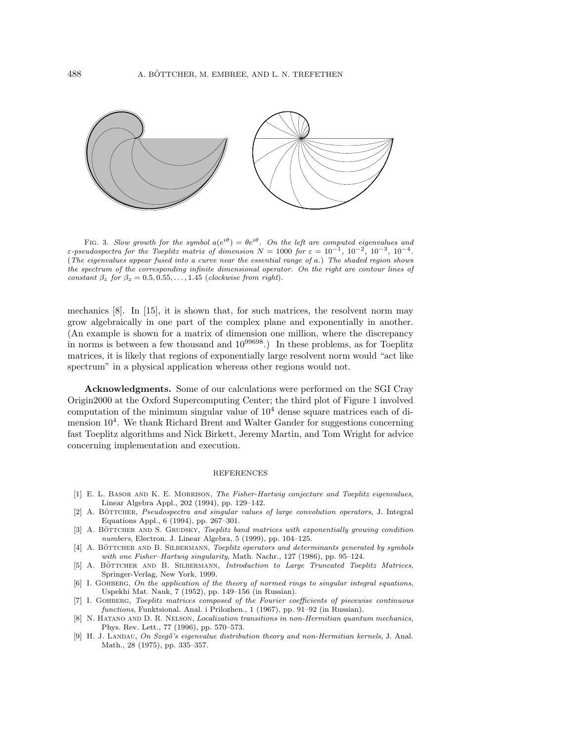FIG. 3. *Slow growth for the symbol $a(e^{i\theta}) = \theta e^{i\theta}$. On the left are computed eigenvalues and $\varepsilon$-pseudospectra for the Toeplitz matrix of dimension $N = 1000$ for $\varepsilon = 10^{-1}$, $10^{-2}$, $10^{-3}$, $10^{-4}$. (The eigenvalues appear fused into a curve near the essential range of $a$.) The shaded region shows the spectrum of the corresponding infinite dimensional operator. On the right are contour lines of constant $\beta_z$ for $\beta_z = 0.5, 0.55, \ldots, 1.45$ (clockwise from right).*

mechanics [8]. In [15], it is shown that, for such matrices, the resolvent norm may grow algebraically in one part of the complex plane and exponentially in another. (An example is shown for a matrix of dimension one million, where the discrepancy in norms is between a few thousand and $10^{99698}$.) In these problems, as for Toeplitz matrices, it is likely that regions of exponentially large resolvent norm would "act like spectrum" in a physical application whereas other regions would not.

**Acknowledgments.** Some of our calculations were performed on the SGI Cray Origin2000 at the Oxford Supercomputing Center; the third plot of Figure 1 involved computation of the minimum singular value of $10^4$ dense square matrices each of dimension $10^4$. We thank Richard Brent and Walter Gander for suggestions concerning fast Toeplitz algorithms and Nick Birkett, Jeremy Martin, and Tom Wright for advice concerning implementation and execution.

## REFERENCES

[1] E. L. Basor and K. E. Morrison, *The Fisher-Hartwig conjecture and Toeplitz eigenvalues*, Linear Algebra Appl., 202 (1994), pp. 129–142.

[2] A. Böttcher, *Pseudospectra and singular values of large convolution operators*, J. Integral Equations Appl., 6 (1994), pp. 267–301.

[3] A. Böttcher and S. Grudsky, *Toeplitz band matrices with exponentially growing condition numbers*, Electron. J. Linear Algebra, 5 (1999), pp. 104–125.

[4] A. Böttcher and B. Silbermann, *Toeplitz operators and determinants generated by symbols with one Fisher–Hartwig singularity*, Math. Nachr., 127 (1986), pp. 95–124.

[5] A. Böttcher and B. Silbermann, *Introduction to Large Truncated Toeplitz Matrices*, Springer-Verlag, New York, 1999.

[6] I. Gohberg, *On the application of the theory of normed rings to singular integral equations*, Uspekhi Mat. Nauk, 7 (1952), pp. 149–156 (in Russian).

[7] I. Gohberg, *Toeplitz matrices composed of the Fourier coefficients of piecewise continuous functions*, Funktsional. Anal. i Prilozhen., 1 (1967), pp. 91–92 (in Russian).

[8] N. Hatano and D. R. Nelson, *Localization transitions in non-Hermitian quantum mechanics*, Phys. Rev. Lett., 77 (1996), pp. 570–573.

[9] H. J. Landau, *On Szegő's eigenvalue distribution theory and non-Hermitian kernels*, J. Anal. Math., 28 (1975), pp. 335–357.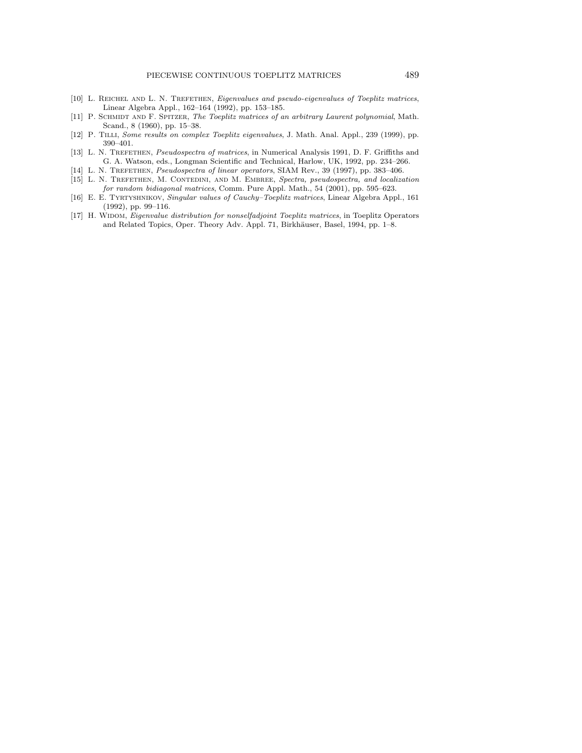[10] L. Reichel and L. N. Trefethen, *Eigenvalues and pseudo-eigenvalues of Toeplitz matrices*, Linear Algebra Appl., 162–164 (1992), pp. 153–185.

[11] P. Schmidt and F. Spitzer, *The Toeplitz matrices of an arbitrary Laurent polynomial*, Math. Scand., 8 (1960), pp. 15–38.

[12] P. Tilli, *Some results on complex Toeplitz eigenvalues*, J. Math. Anal. Appl., 239 (1999), pp. 390–401.

[13] L. N. Trefethen, *Pseudospectra of matrices*, in Numerical Analysis 1991, D. F. Griffiths and G. A. Watson, eds., Longman Scientific and Technical, Harlow, UK, 1992, pp. 234–266.

[14] L. N. Trefethen, *Pseudospectra of linear operators*, SIAM Rev., 39 (1997), pp. 383–406.

[15] L. N. Trefethen, M. Contedini, and M. Embree, *Spectra, pseudospectra, and localization for random bidiagonal matrices*, Comm. Pure Appl. Math., 54 (2001), pp. 595–623.

[16] E. E. Tyrtyshnikov, *Singular values of Cauchy–Toeplitz matrices*, Linear Algebra Appl., 161 (1992), pp. 99–116.

[17] H. Widom, *Eigenvalue distribution for nonselfadjoint Toeplitz matrices*, in Toeplitz Operators and Related Topics, Oper. Theory Adv. Appl. 71, Birkhäuser, Basel, 1994, pp. 1–8.